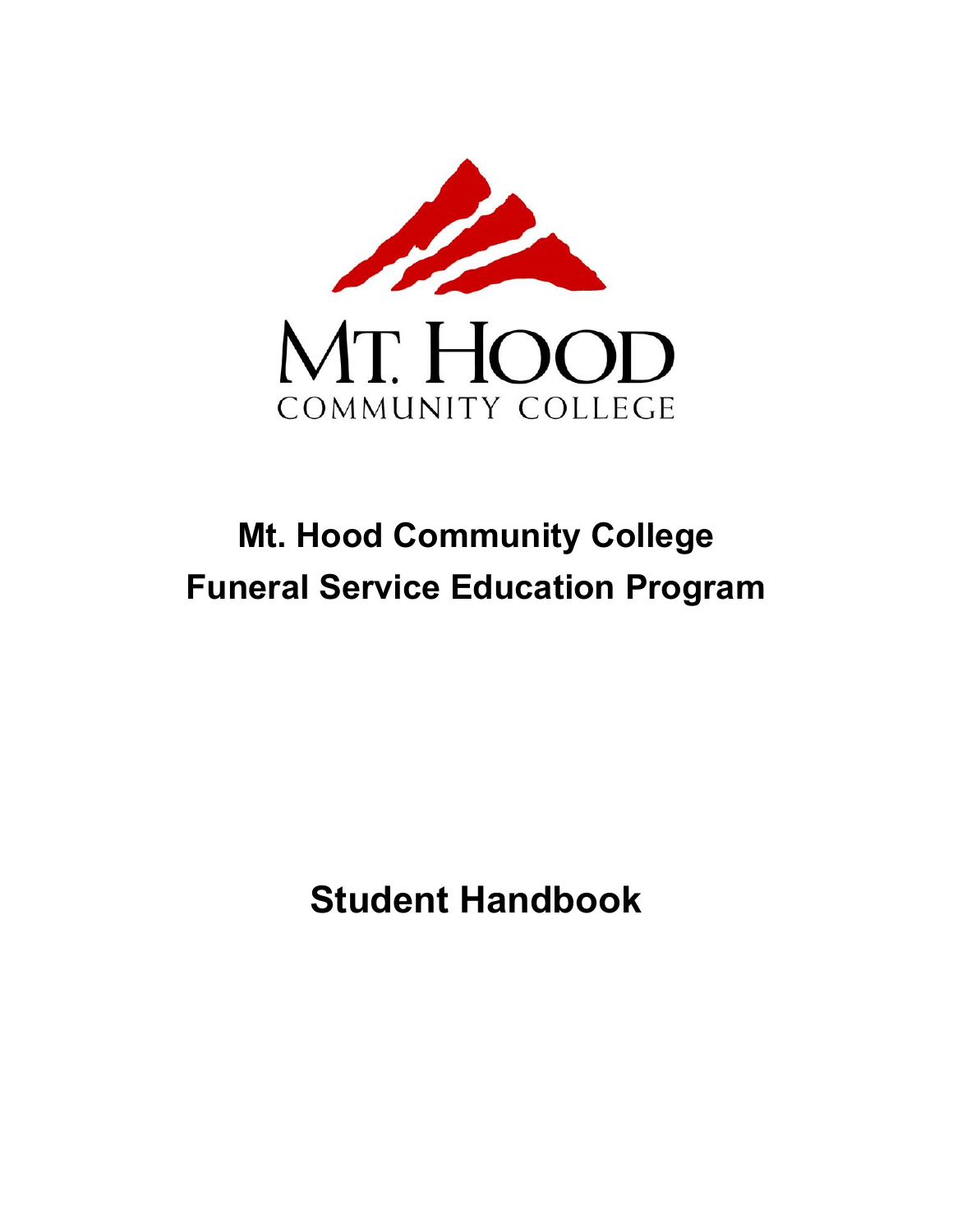# Mt. Hood Community College
# Funeral Service Education Program

## Student Handbook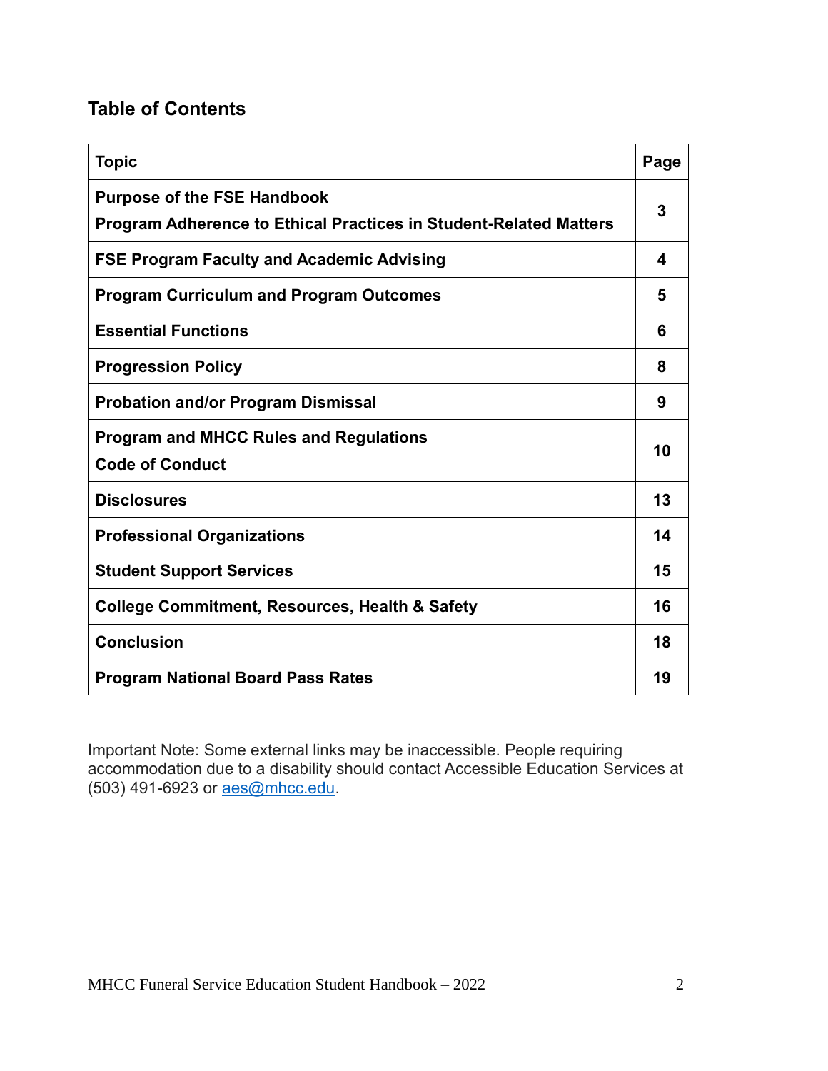## Table of Contents

| Topic | Page |
|---|---|
| **Purpose of the FSE Handbook**<br>**Program Adherence to Ethical Practices in Student-Related Matters** | **3** |
| **FSE Program Faculty and Academic Advising** | **4** |
| **Program Curriculum and Program Outcomes** | **5** |
| **Essential Functions** | **6** |
| **Progression Policy** | **8** |
| **Probation and/or Program Dismissal** | **9** |
| **Program and MHCC Rules and Regulations**<br>**Code of Conduct** | **10** |
| **Disclosures** | **13** |
| **Professional Organizations** | **14** |
| **Student Support Services** | **15** |
| **College Commitment, Resources, Health & Safety** | **16** |
| **Conclusion** | **18** |
| **Program National Board Pass Rates** | **19** |

Important Note: Some external links may be inaccessible. People requiring accommodation due to a disability should contact Accessible Education Services at (503) 491-6923 or aes@mhcc.edu.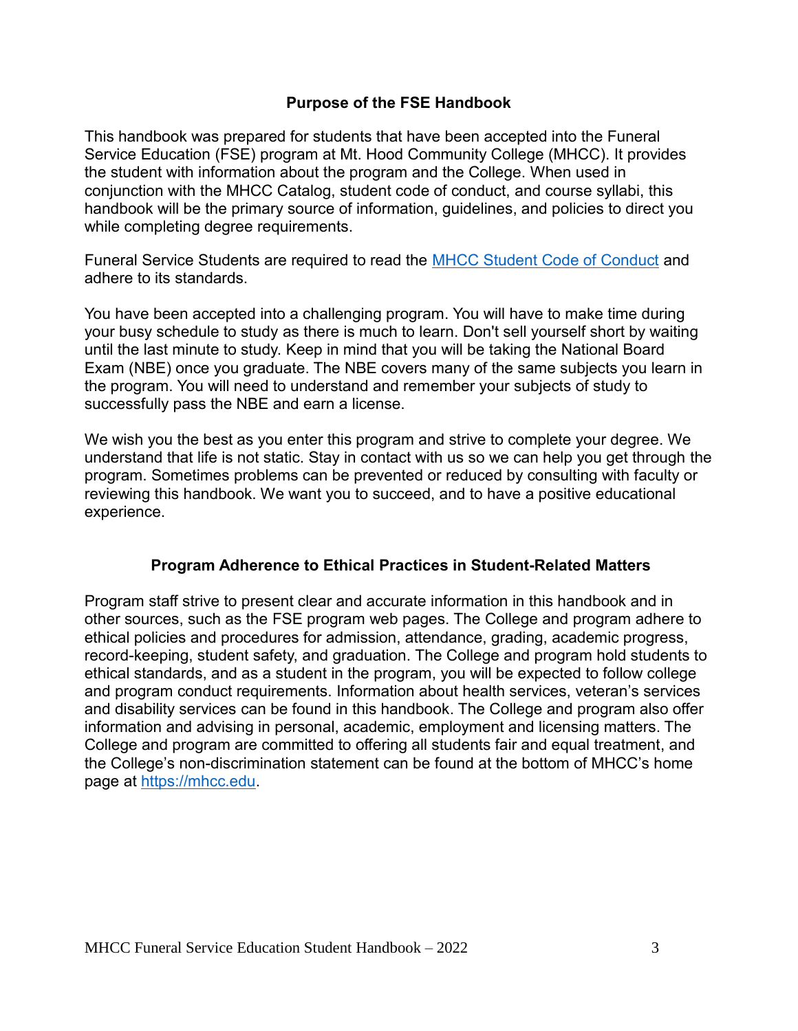## Purpose of the FSE Handbook

This handbook was prepared for students that have been accepted into the Funeral Service Education (FSE) program at Mt. Hood Community College (MHCC). It provides the student with information about the program and the College. When used in conjunction with the MHCC Catalog, student code of conduct, and course syllabi, this handbook will be the primary source of information, guidelines, and policies to direct you while completing degree requirements.

Funeral Service Students are required to read the MHCC Student Code of Conduct and adhere to its standards.

You have been accepted into a challenging program. You will have to make time during your busy schedule to study as there is much to learn. Don't sell yourself short by waiting until the last minute to study. Keep in mind that you will be taking the National Board Exam (NBE) once you graduate. The NBE covers many of the same subjects you learn in the program. You will need to understand and remember your subjects of study to successfully pass the NBE and earn a license.

We wish you the best as you enter this program and strive to complete your degree. We understand that life is not static. Stay in contact with us so we can help you get through the program. Sometimes problems can be prevented or reduced by consulting with faculty or reviewing this handbook. We want you to succeed, and to have a positive educational experience.

## Program Adherence to Ethical Practices in Student-Related Matters

Program staff strive to present clear and accurate information in this handbook and in other sources, such as the FSE program web pages. The College and program adhere to ethical policies and procedures for admission, attendance, grading, academic progress, record-keeping, student safety, and graduation. The College and program hold students to ethical standards, and as a student in the program, you will be expected to follow college and program conduct requirements. Information about health services, veteran's services and disability services can be found in this handbook. The College and program also offer information and advising in personal, academic, employment and licensing matters. The College and program are committed to offering all students fair and equal treatment, and the College's non-discrimination statement can be found at the bottom of MHCC's home page at https://mhcc.edu.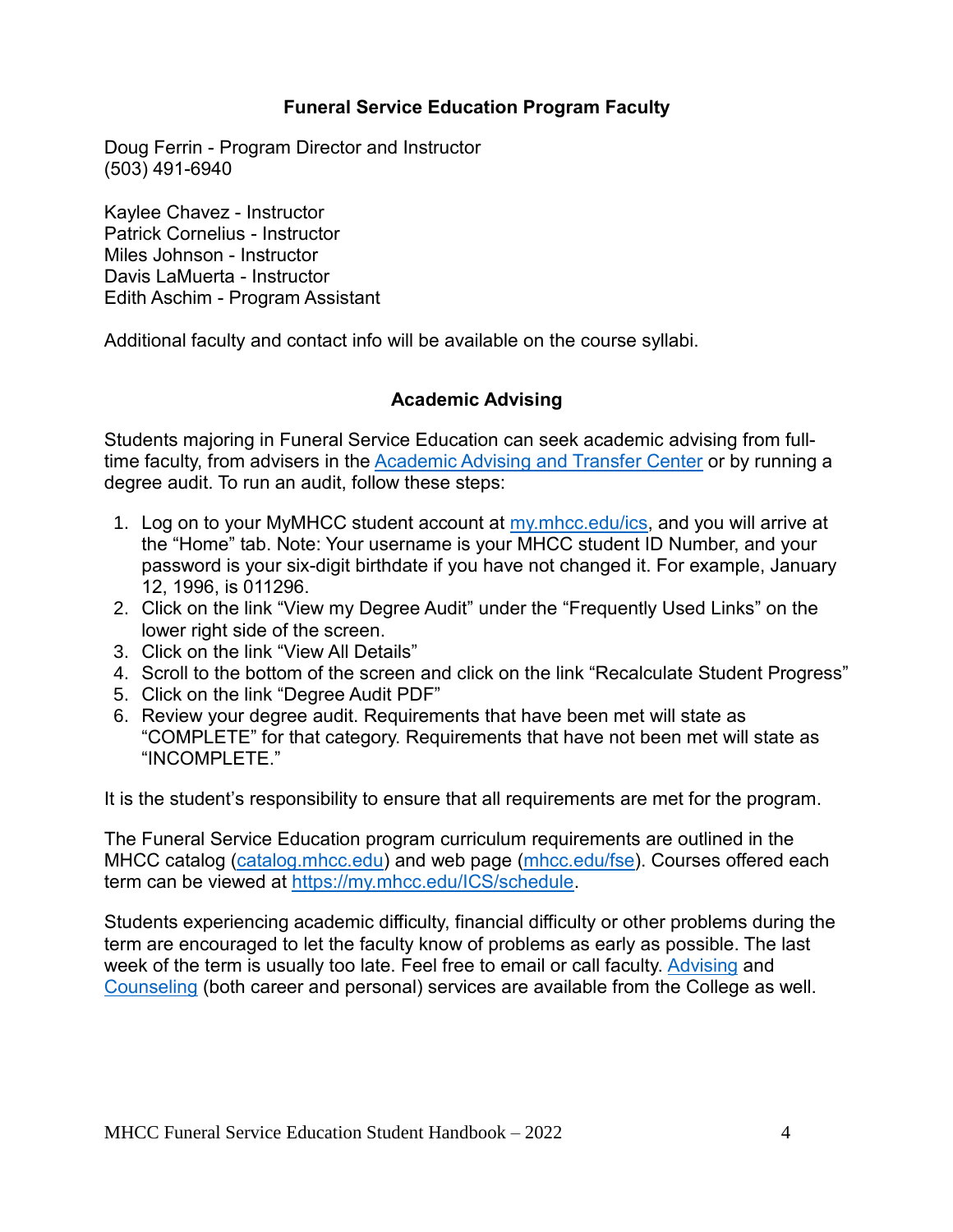## Funeral Service Education Program Faculty

Doug Ferrin - Program Director and Instructor
(503) 491-6940

Kaylee Chavez - Instructor
Patrick Cornelius - Instructor
Miles Johnson - Instructor
Davis LaMuerta - Instructor
Edith Aschim - Program Assistant

Additional faculty and contact info will be available on the course syllabi.

## Academic Advising

Students majoring in Funeral Service Education can seek academic advising from full-time faculty, from advisers in the Academic Advising and Transfer Center or by running a degree audit. To run an audit, follow these steps:

1. Log on to your MyMHCC student account at my.mhcc.edu/ics, and you will arrive at the "Home" tab. Note: Your username is your MHCC student ID Number, and your password is your six-digit birthdate if you have not changed it. For example, January 12, 1996, is 011296.
2. Click on the link "View my Degree Audit" under the "Frequently Used Links" on the lower right side of the screen.
3. Click on the link "View All Details"
4. Scroll to the bottom of the screen and click on the link "Recalculate Student Progress"
5. Click on the link "Degree Audit PDF"
6. Review your degree audit. Requirements that have been met will state as "COMPLETE" for that category. Requirements that have not been met will state as "INCOMPLETE."

It is the student's responsibility to ensure that all requirements are met for the program.

The Funeral Service Education program curriculum requirements are outlined in the MHCC catalog (catalog.mhcc.edu) and web page (mhcc.edu/fse). Courses offered each term can be viewed at https://my.mhcc.edu/ICS/schedule.

Students experiencing academic difficulty, financial difficulty or other problems during the term are encouraged to let the faculty know of problems as early as possible. The last week of the term is usually too late. Feel free to email or call faculty. Advising and Counseling (both career and personal) services are available from the College as well.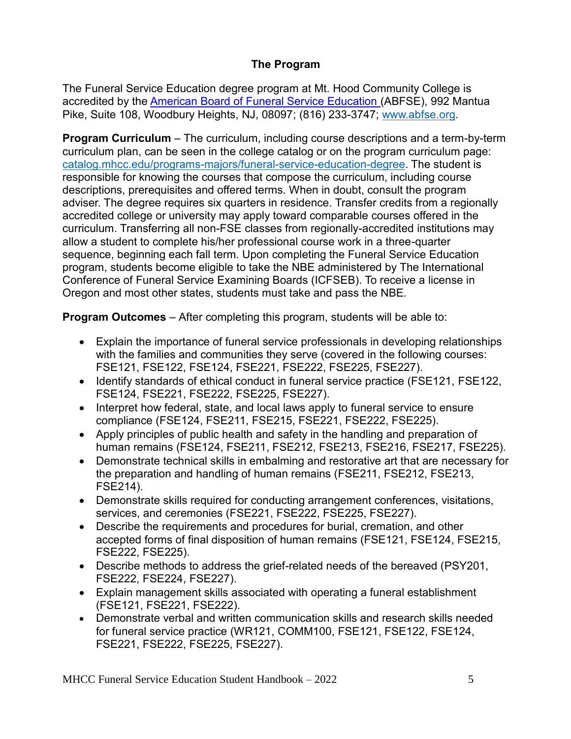## The Program

The Funeral Service Education degree program at Mt. Hood Community College is accredited by the [American Board of Funeral Service Education](https://www.abfse.org) (ABFSE), 992 Mantua Pike, Suite 108, Woodbury Heights, NJ, 08097; (816) 233-3747; [www.abfse.org](https://www.abfse.org).

**Program Curriculum** – The curriculum, including course descriptions and a term-by-term curriculum plan, can be seen in the college catalog or on the program curriculum page: [catalog.mhcc.edu/programs-majors/funeral-service-education-degree](https://catalog.mhcc.edu/programs-majors/funeral-service-education-degree). The student is responsible for knowing the courses that compose the curriculum, including course descriptions, prerequisites and offered terms. When in doubt, consult the program adviser. The degree requires six quarters in residence. Transfer credits from a regionally accredited college or university may apply toward comparable courses offered in the curriculum. Transferring all non-FSE classes from regionally-accredited institutions may allow a student to complete his/her professional course work in a three-quarter sequence, beginning each fall term. Upon completing the Funeral Service Education program, students become eligible to take the NBE administered by The International Conference of Funeral Service Examining Boards (ICFSEB). To receive a license in Oregon and most other states, students must take and pass the NBE.

**Program Outcomes** – After completing this program, students will be able to:

- Explain the importance of funeral service professionals in developing relationships with the families and communities they serve (covered in the following courses: FSE121, FSE122, FSE124, FSE221, FSE222, FSE225, FSE227).
- Identify standards of ethical conduct in funeral service practice (FSE121, FSE122, FSE124, FSE221, FSE222, FSE225, FSE227).
- Interpret how federal, state, and local laws apply to funeral service to ensure compliance (FSE124, FSE211, FSE215, FSE221, FSE222, FSE225).
- Apply principles of public health and safety in the handling and preparation of human remains (FSE124, FSE211, FSE212, FSE213, FSE216, FSE217, FSE225).
- Demonstrate technical skills in embalming and restorative art that are necessary for the preparation and handling of human remains (FSE211, FSE212, FSE213, FSE214).
- Demonstrate skills required for conducting arrangement conferences, visitations, services, and ceremonies (FSE221, FSE222, FSE225, FSE227).
- Describe the requirements and procedures for burial, cremation, and other accepted forms of final disposition of human remains (FSE121, FSE124, FSE215, FSE222, FSE225).
- Describe methods to address the grief-related needs of the bereaved (PSY201, FSE222, FSE224, FSE227).
- Explain management skills associated with operating a funeral establishment (FSE121, FSE221, FSE222).
- Demonstrate verbal and written communication skills and research skills needed for funeral service practice (WR121, COMM100, FSE121, FSE122, FSE124, FSE221, FSE222, FSE225, FSE227).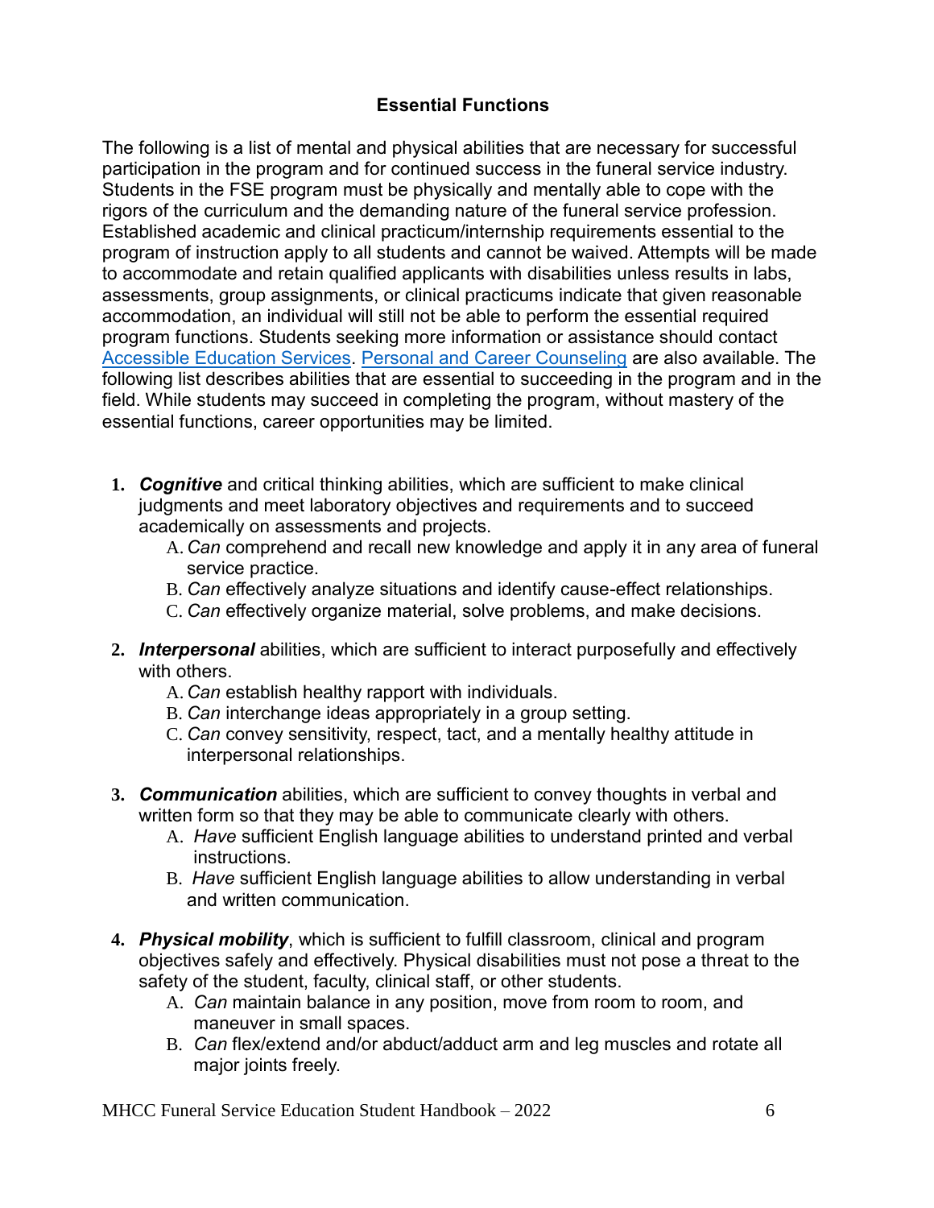## Essential Functions

The following is a list of mental and physical abilities that are necessary for successful participation in the program and for continued success in the funeral service industry. Students in the FSE program must be physically and mentally able to cope with the rigors of the curriculum and the demanding nature of the funeral service profession. Established academic and clinical practicum/internship requirements essential to the program of instruction apply to all students and cannot be waived. Attempts will be made to accommodate and retain qualified applicants with disabilities unless results in labs, assessments, group assignments, or clinical practicums indicate that given reasonable accommodation, an individual will still not be able to perform the essential required program functions. Students seeking more information or assistance should contact Accessible Education Services. Personal and Career Counseling are also available. The following list describes abilities that are essential to succeeding in the program and in the field. While students may succeed in completing the program, without mastery of the essential functions, career opportunities may be limited.

1. ***Cognitive*** and critical thinking abilities, which are sufficient to make clinical judgments and meet laboratory objectives and requirements and to succeed academically on assessments and projects.
   - A. *Can* comprehend and recall new knowledge and apply it in any area of funeral service practice.
   - B. *Can* effectively analyze situations and identify cause-effect relationships.
   - C. *Can* effectively organize material, solve problems, and make decisions.
2. ***Interpersonal*** abilities, which are sufficient to interact purposefully and effectively with others.
   - A. *Can* establish healthy rapport with individuals.
   - B. *Can* interchange ideas appropriately in a group setting.
   - C. *Can* convey sensitivity, respect, tact, and a mentally healthy attitude in interpersonal relationships.
3. ***Communication*** abilities, which are sufficient to convey thoughts in verbal and written form so that they may be able to communicate clearly with others.
   - A. *Have* sufficient English language abilities to understand printed and verbal instructions.
   - B. *Have* sufficient English language abilities to allow understanding in verbal and written communication.
4. ***Physical mobility***, which is sufficient to fulfill classroom, clinical and program objectives safely and effectively. Physical disabilities must not pose a threat to the safety of the student, faculty, clinical staff, or other students.
   - A. *Can* maintain balance in any position, move from room to room, and maneuver in small spaces.
   - B. *Can* flex/extend and/or abduct/adduct arm and leg muscles and rotate all major joints freely.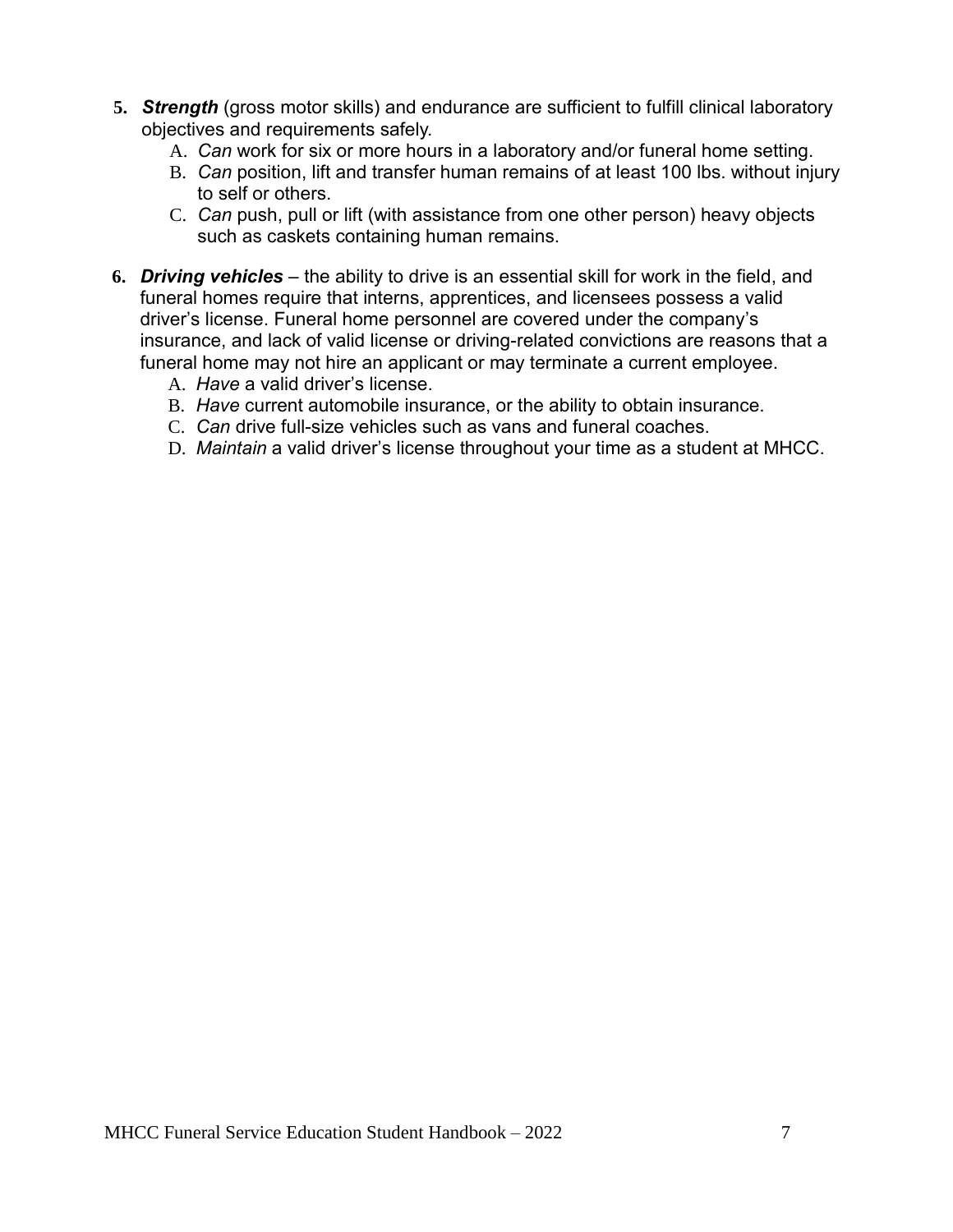5. ***Strength*** (gross motor skills) and endurance are sufficient to fulfill clinical laboratory objectives and requirements safely.
    A. *Can* work for six or more hours in a laboratory and/or funeral home setting.
    B. *Can* position, lift and transfer human remains of at least 100 lbs. without injury to self or others.
    C. *Can* push, pull or lift (with assistance from one other person) heavy objects such as caskets containing human remains.

6. ***Driving vehicles*** – the ability to drive is an essential skill for work in the field, and funeral homes require that interns, apprentices, and licensees possess a valid driver's license. Funeral home personnel are covered under the company's insurance, and lack of valid license or driving-related convictions are reasons that a funeral home may not hire an applicant or may terminate a current employee.
    A. *Have* a valid driver's license.
    B. *Have* current automobile insurance, or the ability to obtain insurance.
    C. *Can* drive full-size vehicles such as vans and funeral coaches.
    D. *Maintain* a valid driver's license throughout your time as a student at MHCC.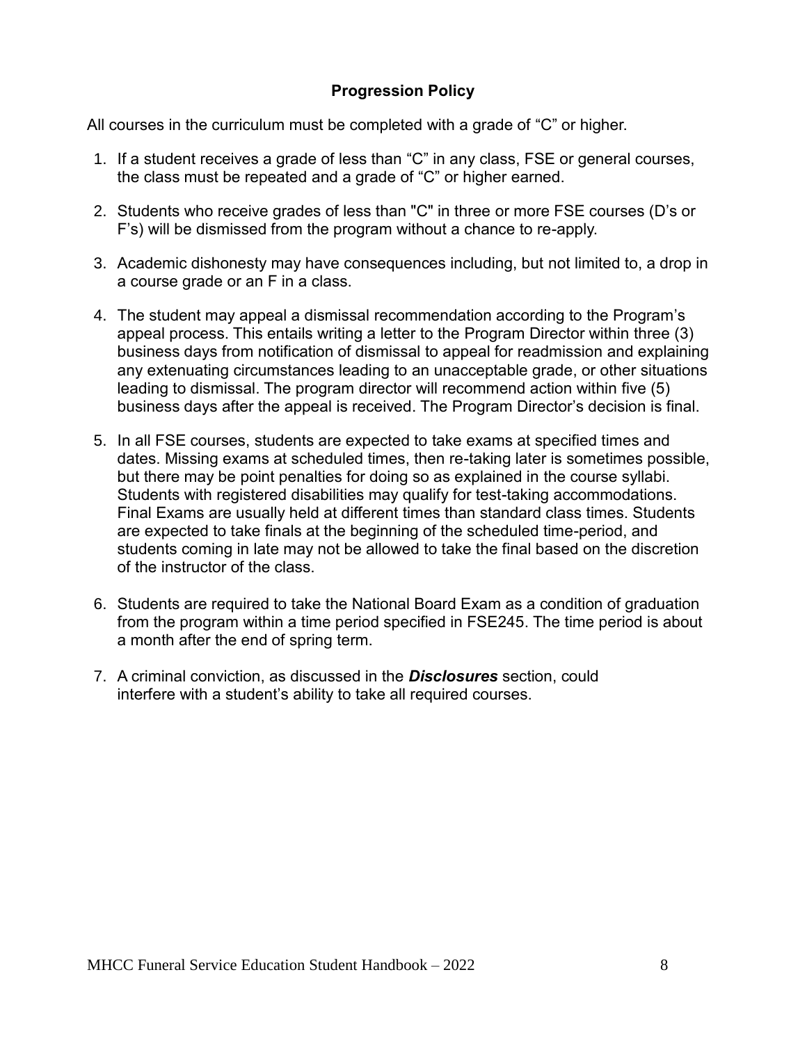## Progression Policy

All courses in the curriculum must be completed with a grade of “C” or higher.

1. If a student receives a grade of less than “C” in any class, FSE or general courses, the class must be repeated and a grade of “C” or higher earned.

2. Students who receive grades of less than "C" in three or more FSE courses (D’s or F’s) will be dismissed from the program without a chance to re-apply.

3. Academic dishonesty may have consequences including, but not limited to, a drop in a course grade or an F in a class.

4. The student may appeal a dismissal recommendation according to the Program’s appeal process. This entails writing a letter to the Program Director within three (3) business days from notification of dismissal to appeal for readmission and explaining any extenuating circumstances leading to an unacceptable grade, or other situations leading to dismissal. The program director will recommend action within five (5) business days after the appeal is received. The Program Director’s decision is final.

5. In all FSE courses, students are expected to take exams at specified times and dates. Missing exams at scheduled times, then re-taking later is sometimes possible, but there may be point penalties for doing so as explained in the course syllabi. Students with registered disabilities may qualify for test-taking accommodations. Final Exams are usually held at different times than standard class times. Students are expected to take finals at the beginning of the scheduled time-period, and students coming in late may not be allowed to take the final based on the discretion of the instructor of the class.

6. Students are required to take the National Board Exam as a condition of graduation from the program within a time period specified in FSE245. The time period is about a month after the end of spring term.

7. A criminal conviction, as discussed in the ***Disclosures*** section, could interfere with a student’s ability to take all required courses.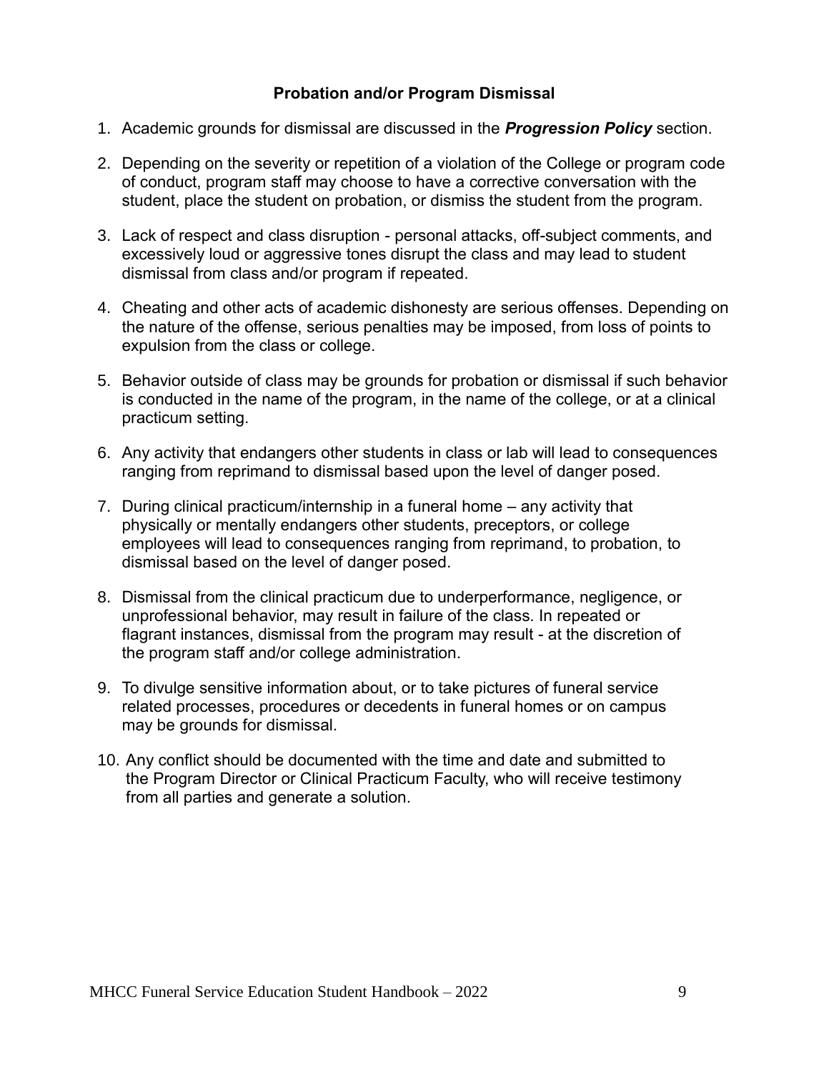## Probation and/or Program Dismissal

1. Academic grounds for dismissal are discussed in the ***Progression Policy*** section.
2. Depending on the severity or repetition of a violation of the College or program code of conduct, program staff may choose to have a corrective conversation with the student, place the student on probation, or dismiss the student from the program.
3. Lack of respect and class disruption - personal attacks, off-subject comments, and excessively loud or aggressive tones disrupt the class and may lead to student dismissal from class and/or program if repeated.
4. Cheating and other acts of academic dishonesty are serious offenses. Depending on the nature of the offense, serious penalties may be imposed, from loss of points to expulsion from the class or college.
5. Behavior outside of class may be grounds for probation or dismissal if such behavior is conducted in the name of the program, in the name of the college, or at a clinical practicum setting.
6. Any activity that endangers other students in class or lab will lead to consequences ranging from reprimand to dismissal based upon the level of danger posed.
7. During clinical practicum/internship in a funeral home – any activity that physically or mentally endangers other students, preceptors, or college employees will lead to consequences ranging from reprimand, to probation, to dismissal based on the level of danger posed.
8. Dismissal from the clinical practicum due to underperformance, negligence, or unprofessional behavior, may result in failure of the class. In repeated or flagrant instances, dismissal from the program may result - at the discretion of the program staff and/or college administration.
9. To divulge sensitive information about, or to take pictures of funeral service related processes, procedures or decedents in funeral homes or on campus may be grounds for dismissal.
10. Any conflict should be documented with the time and date and submitted to the Program Director or Clinical Practicum Faculty, who will receive testimony from all parties and generate a solution.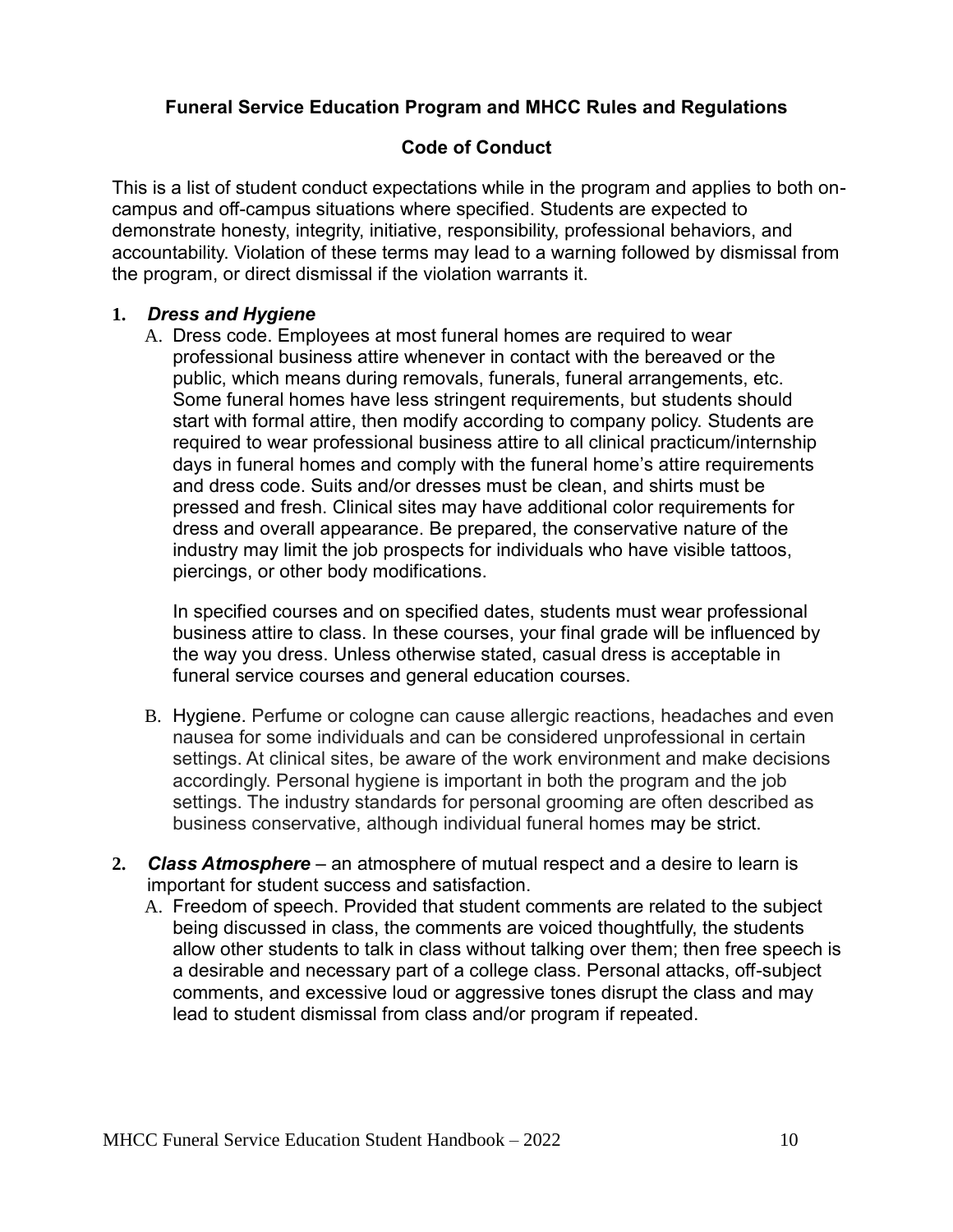## Funeral Service Education Program and MHCC Rules and Regulations

### Code of Conduct

This is a list of student conduct expectations while in the program and applies to both on-campus and off-campus situations where specified. Students are expected to demonstrate honesty, integrity, initiative, responsibility, professional behaviors, and accountability. Violation of these terms may lead to a warning followed by dismissal from the program, or direct dismissal if the violation warrants it.

1. ***Dress and Hygiene***
   A. Dress code. Employees at most funeral homes are required to wear professional business attire whenever in contact with the bereaved or the public, which means during removals, funerals, funeral arrangements, etc. Some funeral homes have less stringent requirements, but students should start with formal attire, then modify according to company policy. Students are required to wear professional business attire to all clinical practicum/internship days in funeral homes and comply with the funeral home's attire requirements and dress code. Suits and/or dresses must be clean, and shirts must be pressed and fresh. Clinical sites may have additional color requirements for dress and overall appearance. Be prepared, the conservative nature of the industry may limit the job prospects for individuals who have visible tattoos, piercings, or other body modifications.

   In specified courses and on specified dates, students must wear professional business attire to class. In these courses, your final grade will be influenced by the way you dress. Unless otherwise stated, casual dress is acceptable in funeral service courses and general education courses.

   B. Hygiene. Perfume or cologne can cause allergic reactions, headaches and even nausea for some individuals and can be considered unprofessional in certain settings. At clinical sites, be aware of the work environment and make decisions accordingly. Personal hygiene is important in both the program and the job settings. The industry standards for personal grooming are often described as business conservative, although individual funeral homes may be strict.

2. ***Class Atmosphere*** – an atmosphere of mutual respect and a desire to learn is important for student success and satisfaction.
   A. Freedom of speech. Provided that student comments are related to the subject being discussed in class, the comments are voiced thoughtfully, the students allow other students to talk in class without talking over them; then free speech is a desirable and necessary part of a college class. Personal attacks, off-subject comments, and excessive loud or aggressive tones disrupt the class and may lead to student dismissal from class and/or program if repeated.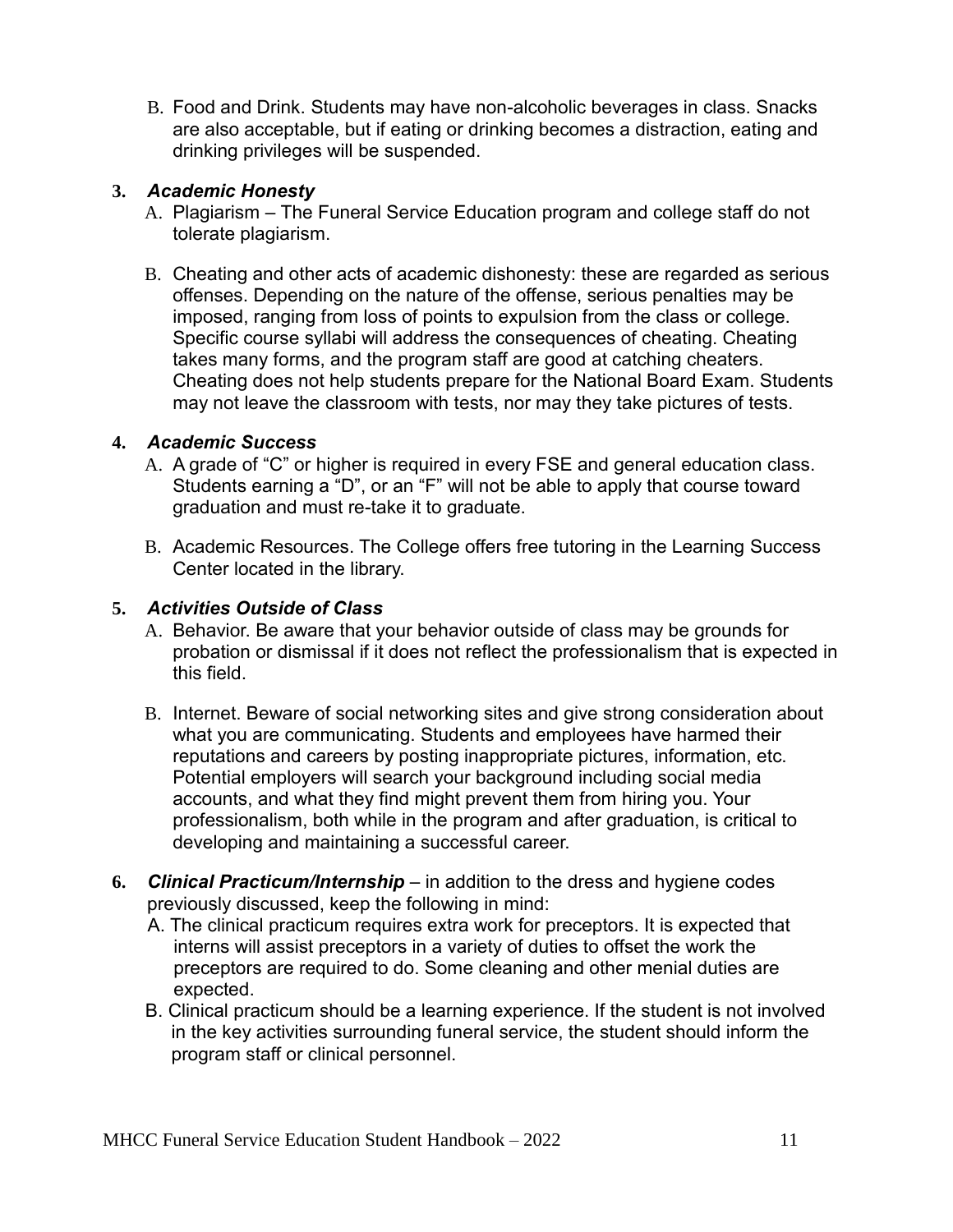B. Food and Drink. Students may have non-alcoholic beverages in class. Snacks are also acceptable, but if eating or drinking becomes a distraction, eating and drinking privileges will be suspended.

**3. *Academic Honesty***

A. Plagiarism – The Funeral Service Education program and college staff do not tolerate plagiarism.

B. Cheating and other acts of academic dishonesty: these are regarded as serious offenses. Depending on the nature of the offense, serious penalties may be imposed, ranging from loss of points to expulsion from the class or college. Specific course syllabi will address the consequences of cheating. Cheating takes many forms, and the program staff are good at catching cheaters. Cheating does not help students prepare for the National Board Exam. Students may not leave the classroom with tests, nor may they take pictures of tests.

**4. *Academic Success***

A. A grade of "C" or higher is required in every FSE and general education class. Students earning a "D", or an "F" will not be able to apply that course toward graduation and must re-take it to graduate.

B. Academic Resources. The College offers free tutoring in the Learning Success Center located in the library.

**5. *Activities Outside of Class***

A. Behavior. Be aware that your behavior outside of class may be grounds for probation or dismissal if it does not reflect the professionalism that is expected in this field.

B. Internet. Beware of social networking sites and give strong consideration about what you are communicating. Students and employees have harmed their reputations and careers by posting inappropriate pictures, information, etc. Potential employers will search your background including social media accounts, and what they find might prevent them from hiring you. Your professionalism, both while in the program and after graduation, is critical to developing and maintaining a successful career.

**6. *Clinical Practicum/Internship*** – in addition to the dress and hygiene codes previously discussed, keep the following in mind:

A. The clinical practicum requires extra work for preceptors. It is expected that interns will assist preceptors in a variety of duties to offset the work the preceptors are required to do. Some cleaning and other menial duties are expected.

B. Clinical practicum should be a learning experience. If the student is not involved in the key activities surrounding funeral service, the student should inform the program staff or clinical personnel.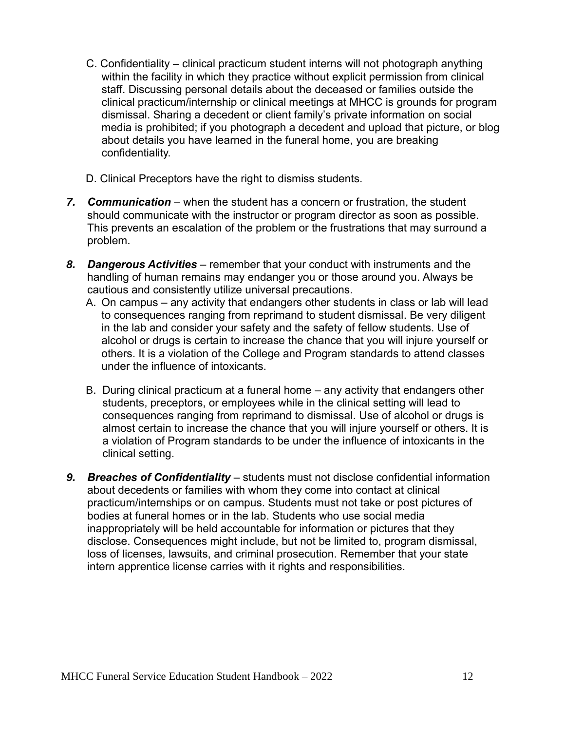C. Confidentiality – clinical practicum student interns will not photograph anything within the facility in which they practice without explicit permission from clinical staff. Discussing personal details about the deceased or families outside the clinical practicum/internship or clinical meetings at MHCC is grounds for program dismissal. Sharing a decedent or client family's private information on social media is prohibited; if you photograph a decedent and upload that picture, or blog about details you have learned in the funeral home, you are breaking confidentiality.

D. Clinical Preceptors have the right to dismiss students.

7. ***Communication*** – when the student has a concern or frustration, the student should communicate with the instructor or program director as soon as possible. This prevents an escalation of the problem or the frustrations that may surround a problem.

8. ***Dangerous Activities*** – remember that your conduct with instruments and the handling of human remains may endanger you or those around you. Always be cautious and consistently utilize universal precautions.

   A. On campus – any activity that endangers other students in class or lab will lead to consequences ranging from reprimand to student dismissal. Be very diligent in the lab and consider your safety and the safety of fellow students. Use of alcohol or drugs is certain to increase the chance that you will injure yourself or others. It is a violation of the College and Program standards to attend classes under the influence of intoxicants.

   B. During clinical practicum at a funeral home – any activity that endangers other students, preceptors, or employees while in the clinical setting will lead to consequences ranging from reprimand to dismissal. Use of alcohol or drugs is almost certain to increase the chance that you will injure yourself or others. It is a violation of Program standards to be under the influence of intoxicants in the clinical setting.

9. ***Breaches of Confidentiality*** – students must not disclose confidential information about decedents or families with whom they come into contact at clinical practicum/internships or on campus. Students must not take or post pictures of bodies at funeral homes or in the lab. Students who use social media inappropriately will be held accountable for information or pictures that they disclose. Consequences might include, but not be limited to, program dismissal, loss of licenses, lawsuits, and criminal prosecution. Remember that your state intern apprentice license carries with it rights and responsibilities.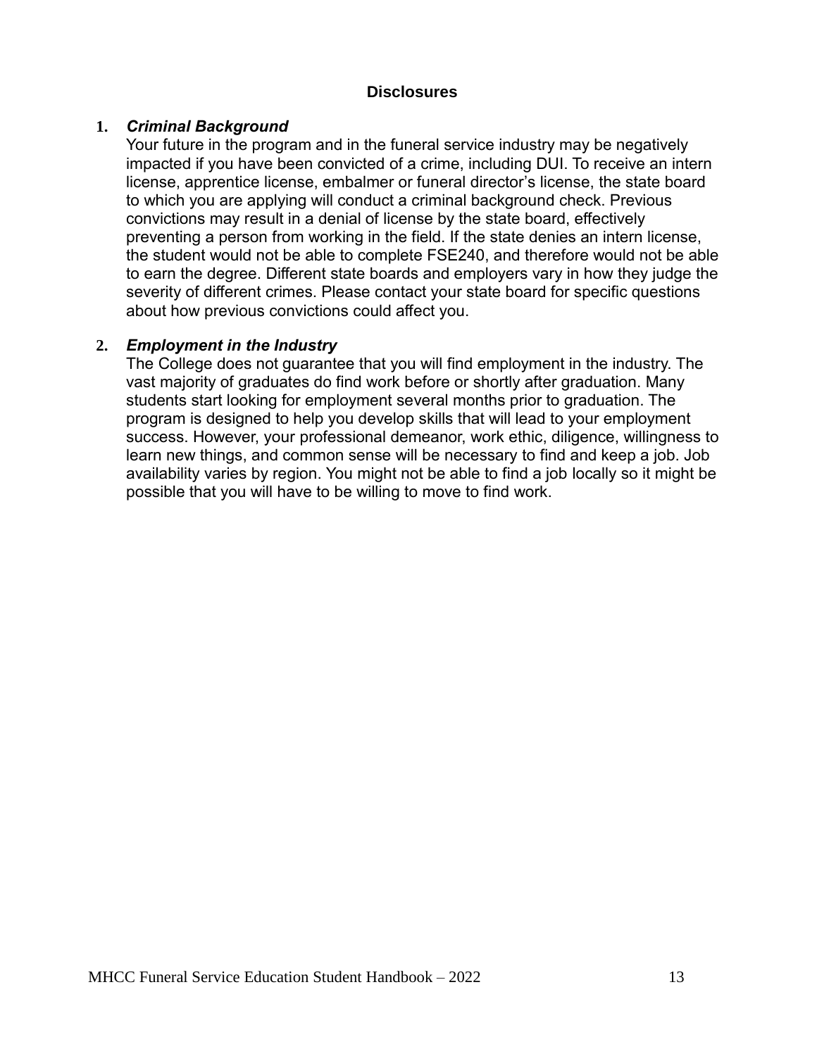## Disclosures

1. ***Criminal Background***
   Your future in the program and in the funeral service industry may be negatively impacted if you have been convicted of a crime, including DUI. To receive an intern license, apprentice license, embalmer or funeral director's license, the state board to which you are applying will conduct a criminal background check. Previous convictions may result in a denial of license by the state board, effectively preventing a person from working in the field. If the state denies an intern license, the student would not be able to complete FSE240, and therefore would not be able to earn the degree. Different state boards and employers vary in how they judge the severity of different crimes. Please contact your state board for specific questions about how previous convictions could affect you.

2. ***Employment in the Industry***
   The College does not guarantee that you will find employment in the industry. The vast majority of graduates do find work before or shortly after graduation. Many students start looking for employment several months prior to graduation. The program is designed to help you develop skills that will lead to your employment success. However, your professional demeanor, work ethic, diligence, willingness to learn new things, and common sense will be necessary to find and keep a job. Job availability varies by region. You might not be able to find a job locally so it might be possible that you will have to be willing to move to find work.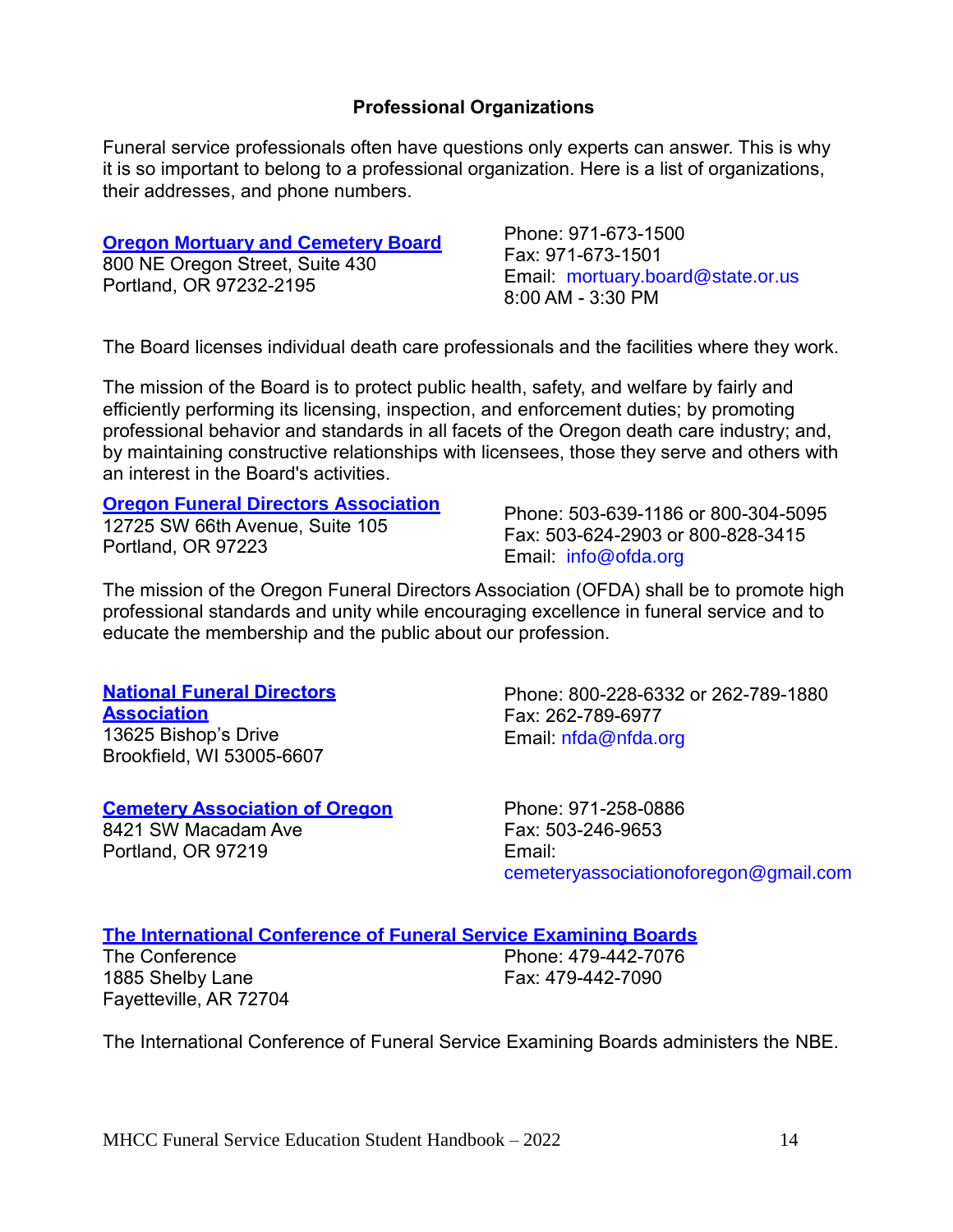## Professional Organizations

Funeral service professionals often have questions only experts can answer. This is why it is so important to belong to a professional organization. Here is a list of organizations, their addresses, and phone numbers.

**Oregon Mortuary and Cemetery Board**
800 NE Oregon Street, Suite 430
Portland, OR 97232-2195

Phone: 971-673-1500
Fax: 971-673-1501
Email: mortuary.board@state.or.us
8:00 AM - 3:30 PM

The Board licenses individual death care professionals and the facilities where they work.

The mission of the Board is to protect public health, safety, and welfare by fairly and efficiently performing its licensing, inspection, and enforcement duties; by promoting professional behavior and standards in all facets of the Oregon death care industry; and, by maintaining constructive relationships with licensees, those they serve and others with an interest in the Board's activities.

**Oregon Funeral Directors Association**
12725 SW 66th Avenue, Suite 105
Portland, OR 97223

Phone: 503-639-1186 or 800-304-5095
Fax: 503-624-2903 or 800-828-3415
Email: info@ofda.org

The mission of the Oregon Funeral Directors Association (OFDA) shall be to promote high professional standards and unity while encouraging excellence in funeral service and to educate the membership and the public about our profession.

**National Funeral Directors Association**
13625 Bishop's Drive
Brookfield, WI 53005-6607

Phone: 800-228-6332 or 262-789-1880
Fax: 262-789-6977
Email: nfda@nfda.org

**Cemetery Association of Oregon**
8421 SW Macadam Ave
Portland, OR 97219

Phone: 971-258-0886
Fax: 503-246-9653
Email: cemeteryassociationoforegon@gmail.com

**The International Conference of Funeral Service Examining Boards**
The Conference
1885 Shelby Lane
Fayetteville, AR 72704

Phone: 479-442-7076
Fax: 479-442-7090

The International Conference of Funeral Service Examining Boards administers the NBE.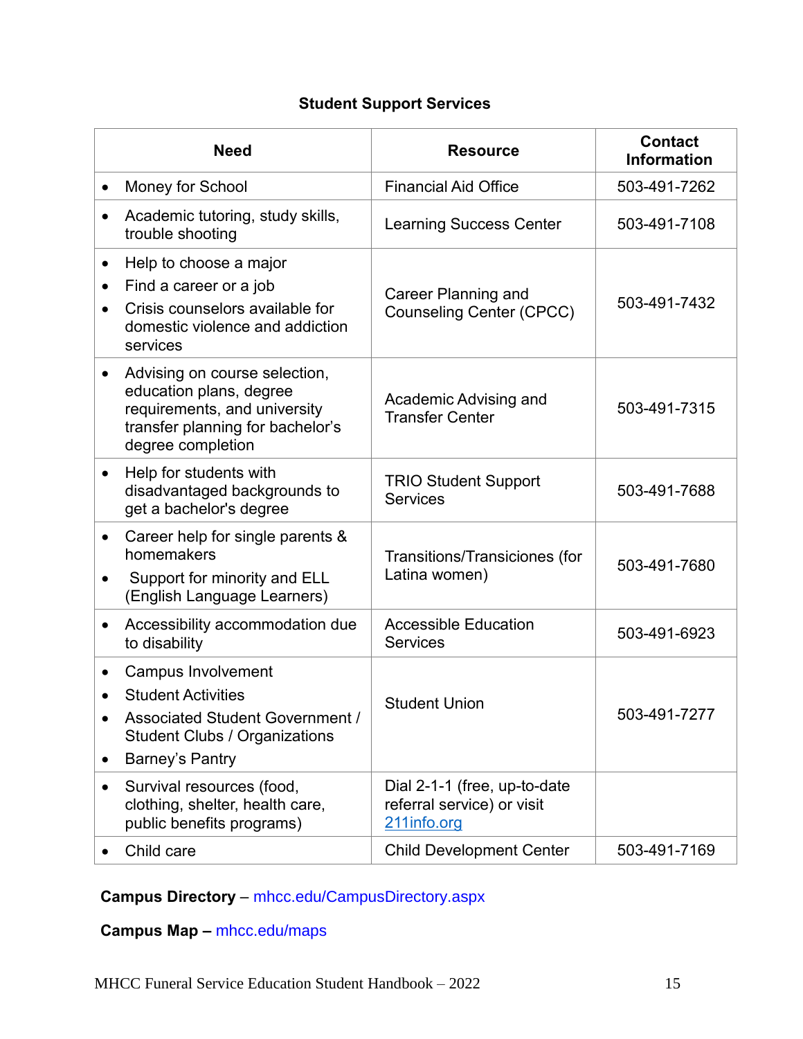**Student Support Services**

| Need | Resource | Contact Information |
|---|---|---|
| • Money for School | Financial Aid Office | 503-491-7262 |
| • Academic tutoring, study skills, trouble shooting | Learning Success Center | 503-491-7108 |
| • Help to choose a major<br>• Find a career or a job<br>• Crisis counselors available for domestic violence and addiction services | Career Planning and Counseling Center (CPCC) | 503-491-7432 |
| • Advising on course selection, education plans, degree requirements, and university transfer planning for bachelor's degree completion | Academic Advising and Transfer Center | 503-491-7315 |
| • Help for students with disadvantaged backgrounds to get a bachelor's degree | TRIO Student Support Services | 503-491-7688 |
| • Career help for single parents & homemakers<br>• Support for minority and ELL (English Language Learners) | Transitions/Transiciones (for Latina women) | 503-491-7680 |
| • Accessibility accommodation due to disability | Accessible Education Services | 503-491-6923 |
| • Campus Involvement<br>• Student Activities<br>• Associated Student Government / Student Clubs / Organizations<br>• Barney's Pantry | Student Union | 503-491-7277 |
| • Survival resources (food, clothing, shelter, health care, public benefits programs) | Dial 2-1-1 (free, up-to-date referral service) or visit 211info.org | |
| • Child care | Child Development Center | 503-491-7169 |

**Campus Directory** – mhcc.edu/CampusDirectory.aspx

**Campus Map –** mhcc.edu/maps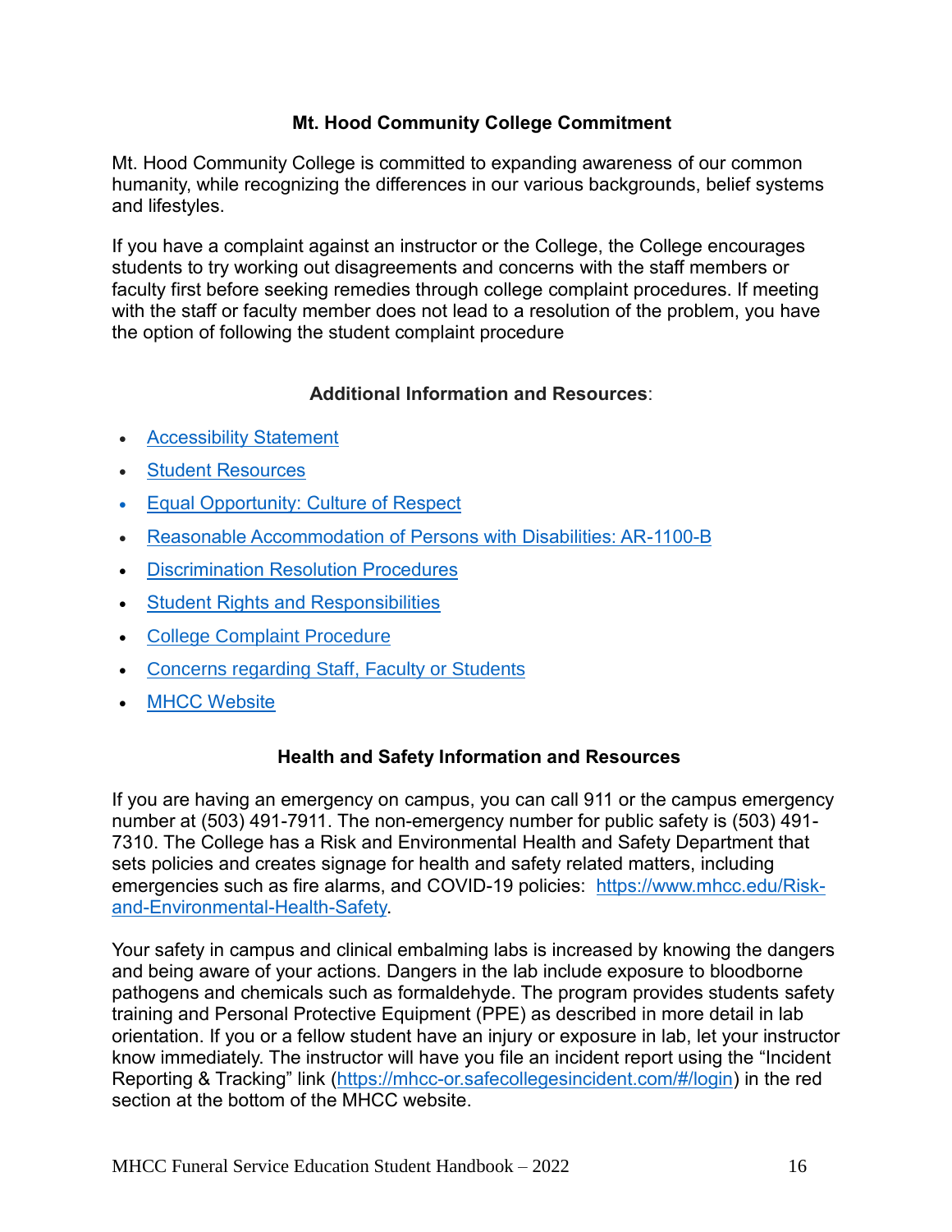## Mt. Hood Community College Commitment

Mt. Hood Community College is committed to expanding awareness of our common humanity, while recognizing the differences in our various backgrounds, belief systems and lifestyles.

If you have a complaint against an instructor or the College, the College encourages students to try working out disagreements and concerns with the staff members or faculty first before seeking remedies through college complaint procedures. If meeting with the staff or faculty member does not lead to a resolution of the problem, you have the option of following the student complaint procedure

## Additional Information and Resources:

- Accessibility Statement
- Student Resources
- Equal Opportunity: Culture of Respect
- Reasonable Accommodation of Persons with Disabilities: AR-1100-B
- Discrimination Resolution Procedures
- Student Rights and Responsibilities
- College Complaint Procedure
- Concerns regarding Staff, Faculty or Students
- MHCC Website

## Health and Safety Information and Resources

If you are having an emergency on campus, you can call 911 or the campus emergency number at (503) 491-7911. The non-emergency number for public safety is (503) 491-7310. The College has a Risk and Environmental Health and Safety Department that sets policies and creates signage for health and safety related matters, including emergencies such as fire alarms, and COVID-19 policies: https://www.mhcc.edu/Risk-and-Environmental-Health-Safety.

Your safety in campus and clinical embalming labs is increased by knowing the dangers and being aware of your actions. Dangers in the lab include exposure to bloodborne pathogens and chemicals such as formaldehyde. The program provides students safety training and Personal Protective Equipment (PPE) as described in more detail in lab orientation. If you or a fellow student have an injury or exposure in lab, let your instructor know immediately. The instructor will have you file an incident report using the "Incident Reporting & Tracking" link (https://mhcc-or.safecollegesincident.com/#/login) in the red section at the bottom of the MHCC website.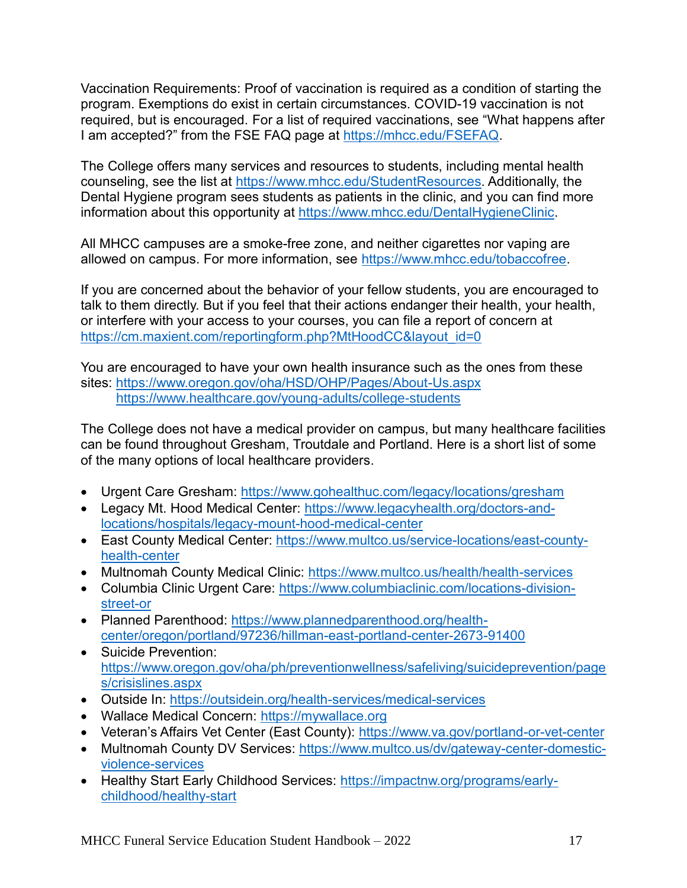Vaccination Requirements: Proof of vaccination is required as a condition of starting the program. Exemptions do exist in certain circumstances. COVID-19 vaccination is not required, but is encouraged. For a list of required vaccinations, see "What happens after I am accepted?" from the FSE FAQ page at https://mhcc.edu/FSEFAQ.

The College offers many services and resources to students, including mental health counseling, see the list at https://www.mhcc.edu/StudentResources. Additionally, the Dental Hygiene program sees students as patients in the clinic, and you can find more information about this opportunity at https://www.mhcc.edu/DentalHygieneClinic.

All MHCC campuses are a smoke-free zone, and neither cigarettes nor vaping are allowed on campus. For more information, see https://www.mhcc.edu/tobaccofree.

If you are concerned about the behavior of your fellow students, you are encouraged to talk to them directly. But if you feel that their actions endanger their health, your health, or interfere with your access to your courses, you can file a report of concern at https://cm.maxient.com/reportingform.php?MtHoodCC&layout_id=0

You are encouraged to have your own health insurance such as the ones from these sites: https://www.oregon.gov/oha/HSD/OHP/Pages/About-Us.aspx
https://www.healthcare.gov/young-adults/college-students

The College does not have a medical provider on campus, but many healthcare facilities can be found throughout Gresham, Troutdale and Portland. Here is a short list of some of the many options of local healthcare providers.

- Urgent Care Gresham: https://www.gohealthuc.com/legacy/locations/gresham
- Legacy Mt. Hood Medical Center: https://www.legacyhealth.org/doctors-and-locations/hospitals/legacy-mount-hood-medical-center
- East County Medical Center: https://www.multco.us/service-locations/east-county-health-center
- Multnomah County Medical Clinic: https://www.multco.us/health/health-services
- Columbia Clinic Urgent Care: https://www.columbiaclinic.com/locations-division-street-or
- Planned Parenthood: https://www.plannedparenthood.org/health-center/oregon/portland/97236/hillman-east-portland-center-2673-91400
- Suicide Prevention: https://www.oregon.gov/oha/ph/preventionwellness/safeliving/suicideprevention/pages/crisislines.aspx
- Outside In: https://outsidein.org/health-services/medical-services
- Wallace Medical Concern: https://mywallace.org
- Veteran's Affairs Vet Center (East County): https://www.va.gov/portland-or-vet-center
- Multnomah County DV Services: https://www.multco.us/dv/gateway-center-domestic-violence-services
- Healthy Start Early Childhood Services: https://impactnw.org/programs/early-childhood/healthy-start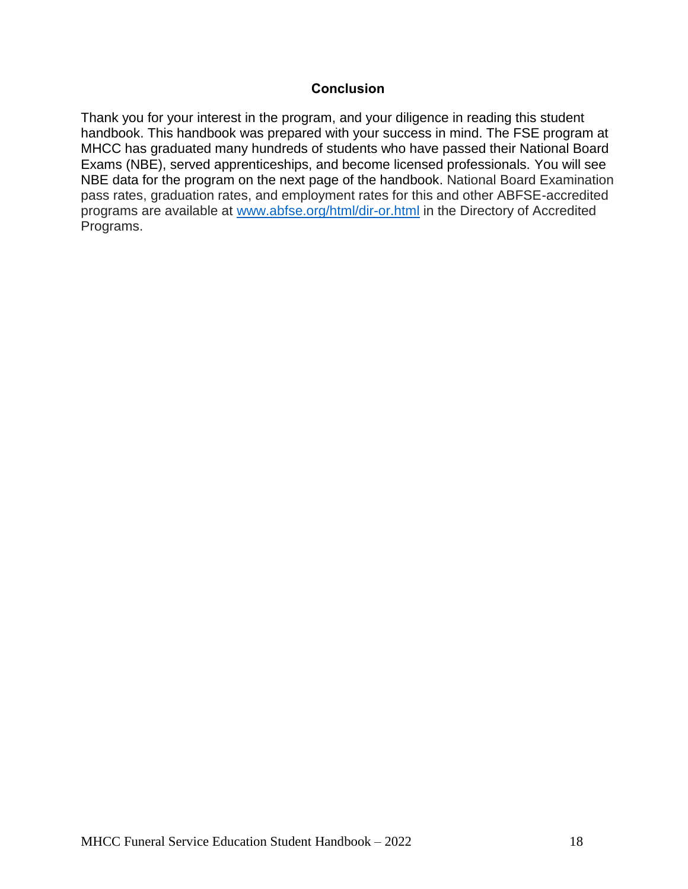## Conclusion

Thank you for your interest in the program, and your diligence in reading this student handbook. This handbook was prepared with your success in mind. The FSE program at MHCC has graduated many hundreds of students who have passed their National Board Exams (NBE), served apprenticeships, and become licensed professionals. You will see NBE data for the program on the next page of the handbook. National Board Examination pass rates, graduation rates, and employment rates for this and other ABFSE-accredited programs are available at [www.abfse.org/html/dir-or.html](www.abfse.org/html/dir-or.html) in the Directory of Accredited Programs.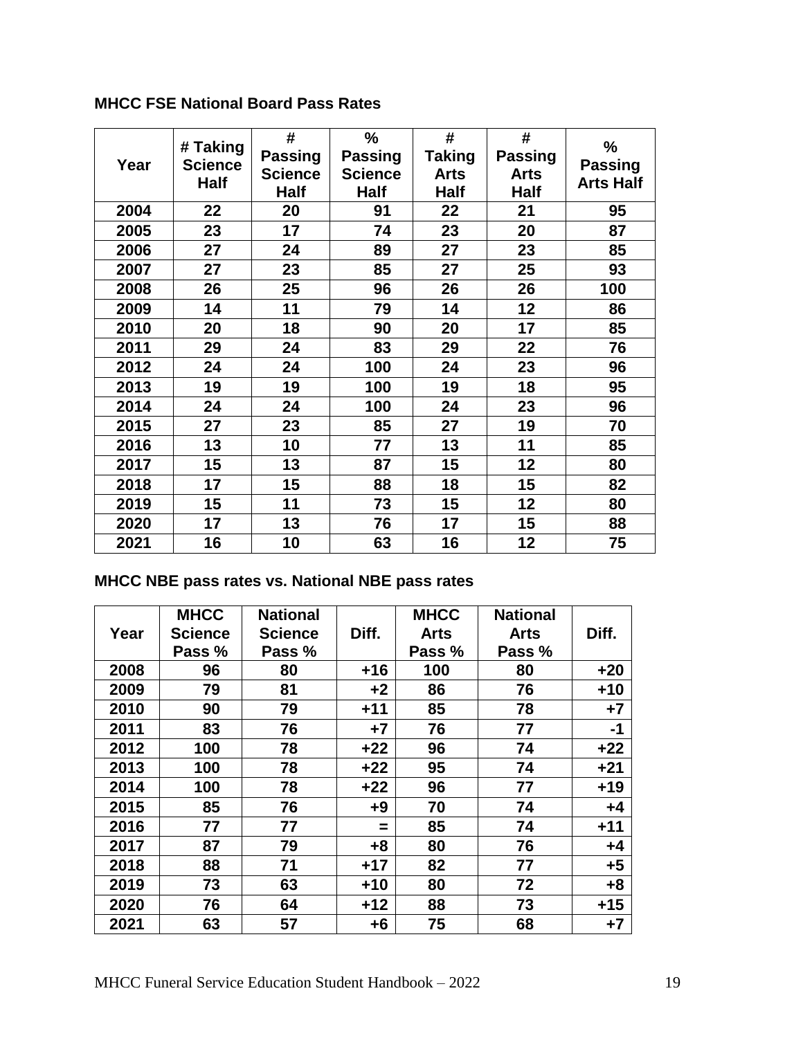**MHCC FSE National Board Pass Rates**

| Year | # Taking Science Half | # Passing Science Half | % Passing Science Half | # Taking Arts Half | # Passing Arts Half | % Passing Arts Half |
|---|---|---|---|---|---|---|
| 2004 | 22 | 20 | 91 | 22 | 21 | 95 |
| 2005 | 23 | 17 | 74 | 23 | 20 | 87 |
| 2006 | 27 | 24 | 89 | 27 | 23 | 85 |
| 2007 | 27 | 23 | 85 | 27 | 25 | 93 |
| 2008 | 26 | 25 | 96 | 26 | 26 | 100 |
| 2009 | 14 | 11 | 79 | 14 | 12 | 86 |
| 2010 | 20 | 18 | 90 | 20 | 17 | 85 |
| 2011 | 29 | 24 | 83 | 29 | 22 | 76 |
| 2012 | 24 | 24 | 100 | 24 | 23 | 96 |
| 2013 | 19 | 19 | 100 | 19 | 18 | 95 |
| 2014 | 24 | 24 | 100 | 24 | 23 | 96 |
| 2015 | 27 | 23 | 85 | 27 | 19 | 70 |
| 2016 | 13 | 10 | 77 | 13 | 11 | 85 |
| 2017 | 15 | 13 | 87 | 15 | 12 | 80 |
| 2018 | 17 | 15 | 88 | 18 | 15 | 82 |
| 2019 | 15 | 11 | 73 | 15 | 12 | 80 |
| 2020 | 17 | 13 | 76 | 17 | 15 | 88 |
| 2021 | 16 | 10 | 63 | 16 | 12 | 75 |

**MHCC NBE pass rates vs. National NBE pass rates**

| Year | MHCC Science Pass % | National Science Pass % | Diff. | MHCC Arts Pass % | National Arts Pass % | Diff. |
|---|---|---|---|---|---|---|
| 2008 | 96 | 80 | +16 | 100 | 80 | +20 |
| 2009 | 79 | 81 | +2 | 86 | 76 | +10 |
| 2010 | 90 | 79 | +11 | 85 | 78 | +7 |
| 2011 | 83 | 76 | +7 | 76 | 77 | -1 |
| 2012 | 100 | 78 | +22 | 96 | 74 | +22 |
| 2013 | 100 | 78 | +22 | 95 | 74 | +21 |
| 2014 | 100 | 78 | +22 | 96 | 77 | +19 |
| 2015 | 85 | 76 | +9 | 70 | 74 | +4 |
| 2016 | 77 | 77 | = | 85 | 74 | +11 |
| 2017 | 87 | 79 | +8 | 80 | 76 | +4 |
| 2018 | 88 | 71 | +17 | 82 | 77 | +5 |
| 2019 | 73 | 63 | +10 | 80 | 72 | +8 |
| 2020 | 76 | 64 | +12 | 88 | 73 | +15 |
| 2021 | 63 | 57 | +6 | 75 | 68 | +7 |